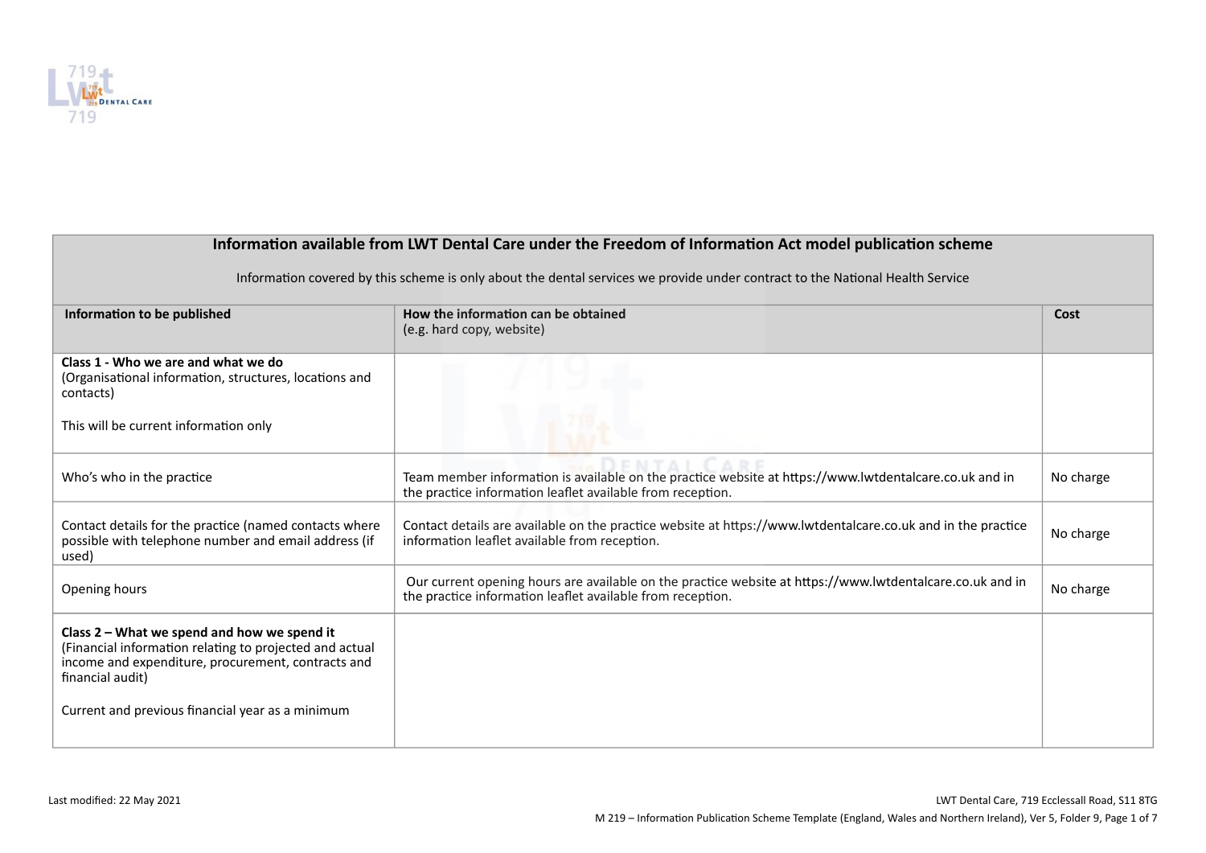| Information available from LWT Dental Care under the Freedom of Information Act model publication scheme<br><br>Information covered by this scheme is only about the dental services we provide under contract to the National Health Service | | |
|---|---|---|
| **Information to be published** | **How the information can be obtained**<br>(e.g. hard copy, website) | **Cost** |
| **Class 1 - Who we are and what we do**<br>(Organisational information, structures, locations and contacts)<br><br>This will be current information only | | |
| Who's who in the practice | Team member information is available on the practice website at https://www.lwtdentalcare.co.uk and in the practice information leaflet available from reception. | No charge |
| Contact details for the practice (named contacts where possible with telephone number and email address (if used) | Contact details are available on the practice website at https://www.lwtdentalcare.co.uk and in the practice information leaflet available from reception. | No charge |
| Opening hours | Our current opening hours are available on the practice website at https://www.lwtdentalcare.co.uk and in the practice information leaflet available from reception. | No charge |
| **Class 2 – What we spend and how we spend it**<br>(Financial information relating to projected and actual income and expenditure, procurement, contracts and financial audit)<br><br>Current and previous financial year as a minimum | | |

Last modified: 22 May 2021

LWT Dental Care, 719 Ecclesall Road, S11 8TG

M 219 – Information Publication Scheme Template (England, Wales and Northern Ireland), Ver 5, Folder 9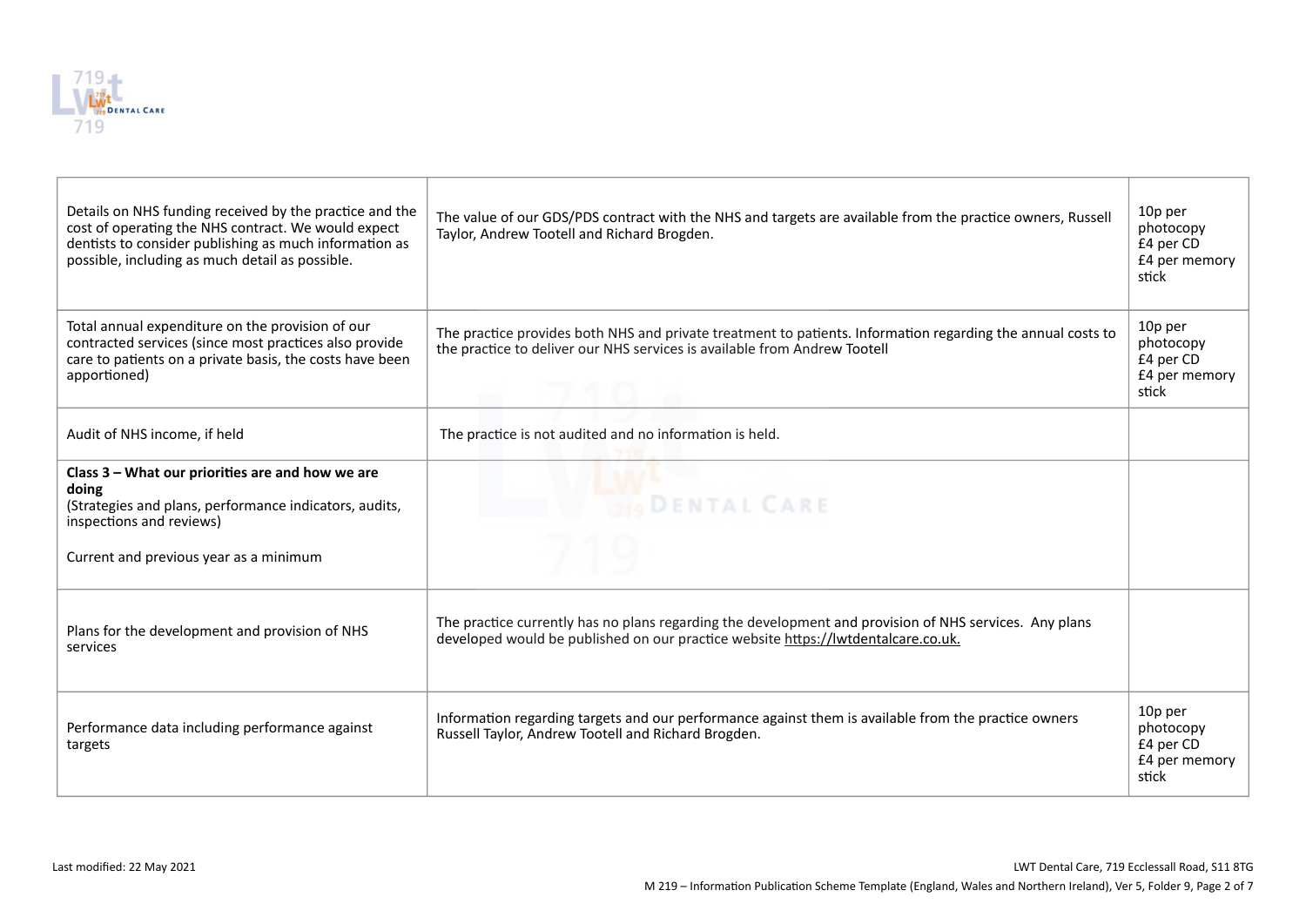| | | |
|---|---|---|
| Details on NHS funding received by the practice and the cost of operating the NHS contract. We would expect dentists to consider publishing as much information as possible, including as much detail as possible. | The value of our GDS/PDS contract with the NHS and targets are available from the practice owners, Russell Taylor, Andrew Tootell and Richard Brogden. | 10p per photocopy<br>£4 per CD<br>£4 per memory stick |
| Total annual expenditure on the provision of our contracted services (since most practices also provide care to patients on a private basis, the costs have been apportioned) | The practice provides both NHS and private treatment to patients. Information regarding the annual costs to the practice to deliver our NHS services is available from Andrew Tootell | 10p per photocopy<br>£4 per CD<br>£4 per memory stick |
| Audit of NHS income, if held | The practice is not audited and no information is held. | |
| **Class 3 – What our priorities are and how we are doing**<br>(Strategies and plans, performance indicators, audits, inspections and reviews)<br><br>Current and previous year as a minimum | | |
| Plans for the development and provision of NHS services | The practice currently has no plans regarding the development and provision of NHS services. Any plans developed would be published on our practice website https://lwtdentalcare.co.uk. | |
| Performance data including performance against targets | Information regarding targets and our performance against them is available from the practice owners Russell Taylor, Andrew Tootell and Richard Brogden. | 10p per photocopy<br>£4 per CD<br>£4 per memory stick |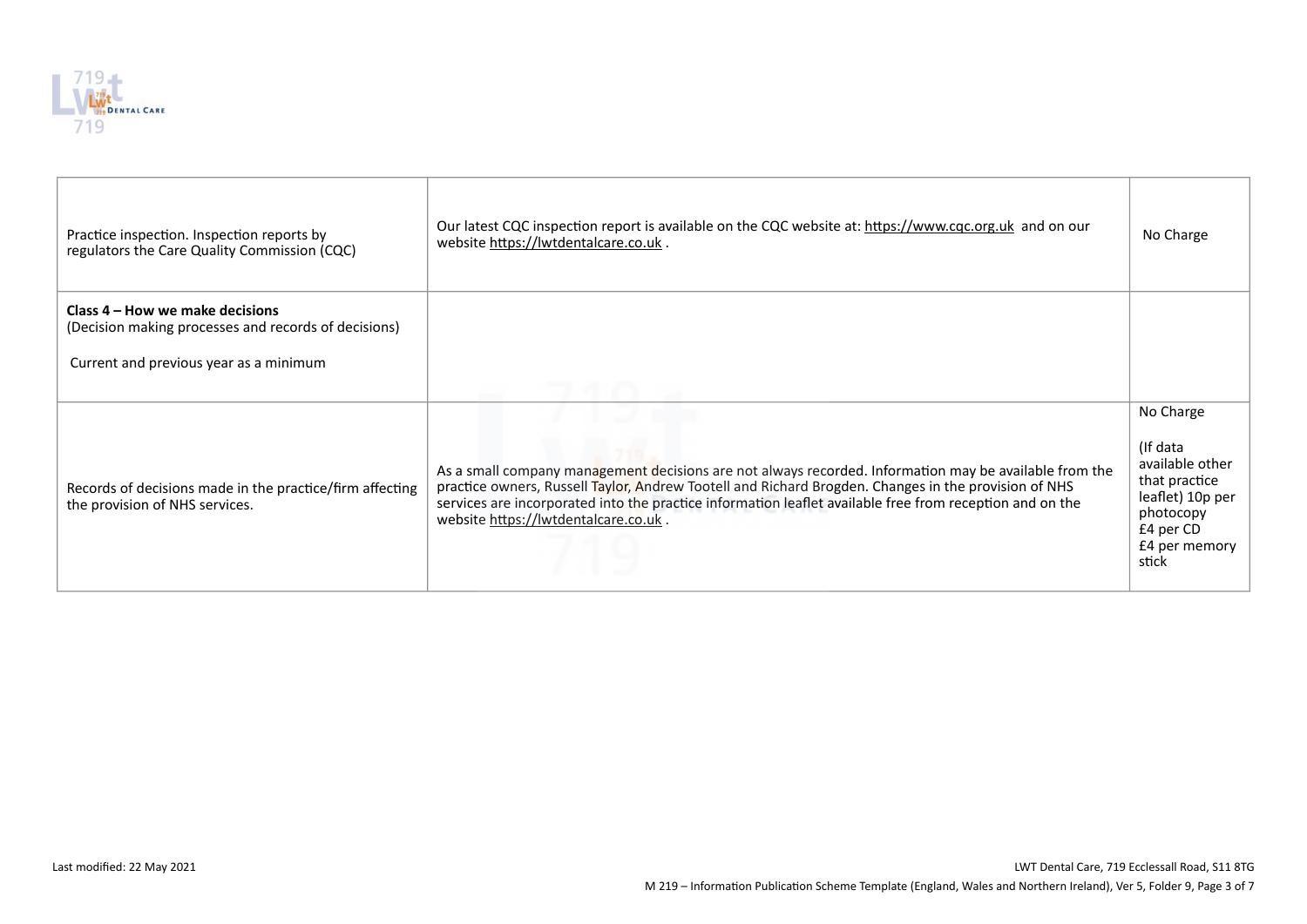| | | |
|---|---|---|
| Practice inspection. Inspection reports by regulators the Care Quality Commission (CQC) | Our latest CQC inspection report is available on the CQC website at: https://www.cqc.org.uk and on our website https://lwtdentalcare.co.uk . | No Charge |
| **Class 4 – How we make decisions**<br>(Decision making processes and records of decisions)<br><br>Current and previous year as a minimum | | |
| Records of decisions made in the practice/firm affecting the provision of NHS services. | As a small company management decisions are not always recorded. Information may be available from the practice owners, Russell Taylor, Andrew Tootell and Richard Brogden. Changes in the provision of NHS services are incorporated into the practice information leaflet available free from reception and on the website https://lwtdentalcare.co.uk . | No Charge<br><br>(If data available other that practice leaflet) 10p per photocopy<br>£4 per CD<br>£4 per memory stick |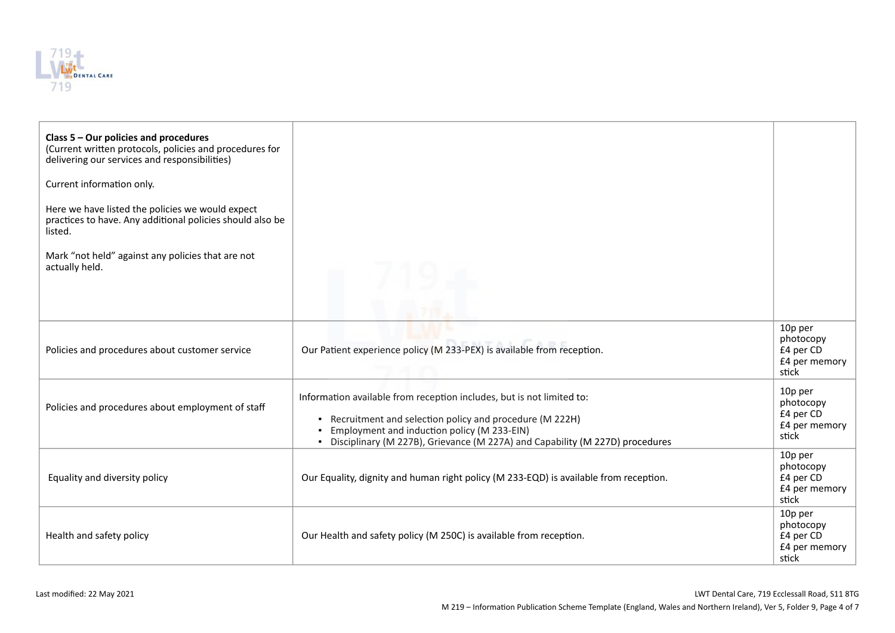| **Class 5 – Our policies and procedures**<br>(Current written protocols, policies and procedures for delivering our services and responsibilities)<br><br>Current information only.<br><br>Here we have listed the policies we would expect practices to have. Any additional policies should also be listed.<br><br>Mark "not held" against any policies that are not actually held. | | |
|---|---|---|
| Policies and procedures about customer service | Our Patient experience policy (M 233-PEX) is available from reception. | 10p per photocopy<br>£4 per CD<br>£4 per memory stick |
| Policies and procedures about employment of staff | Information available from reception includes, but is not limited to:<br>▪ Recruitment and selection policy and procedure (M 222H)<br>▪ Employment and induction policy (M 233-EIN)<br>▪ Disciplinary (M 227B), Grievance (M 227A) and Capability (M 227D) procedures | 10p per photocopy<br>£4 per CD<br>£4 per memory stick |
| Equality and diversity policy | Our Equality, dignity and human right policy (M 233-EQD) is available from reception. | 10p per photocopy<br>£4 per CD<br>£4 per memory stick |
| Health and safety policy | Our Health and safety policy (M 250C) is available from reception. | 10p per photocopy<br>£4 per CD<br>£4 per memory stick |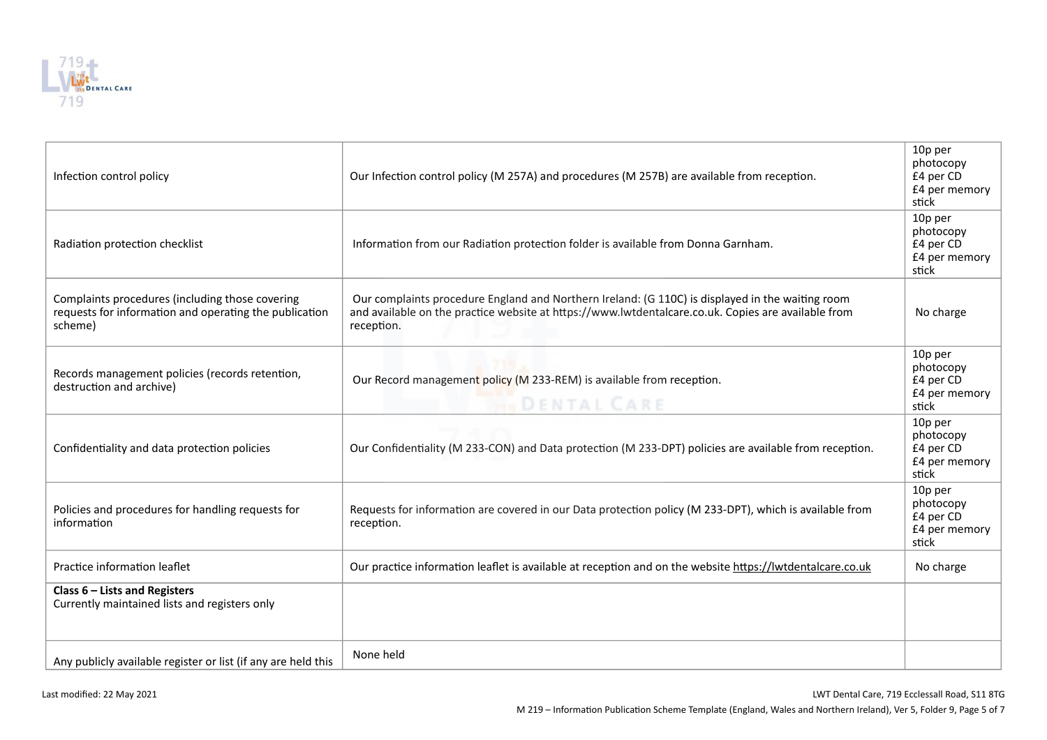| | | |
|---|---|---|
| Infection control policy | Our Infection control policy (M 257A) and procedures (M 257B) are available from reception. | 10p per photocopy<br>£4 per CD<br>£4 per memory stick |
| Radiation protection checklist | Information from our Radiation protection folder is available from Donna Garnham. | 10p per photocopy<br>£4 per CD<br>£4 per memory stick |
| Complaints procedures (including those covering requests for information and operating the publication scheme) | Our complaints procedure England and Northern Ireland: (G 110C) is displayed in the waiting room and available on the practice website at https://www.lwtdentalcare.co.uk. Copies are available from reception. | No charge |
| Records management policies (records retention, destruction and archive) | Our Record management policy (M 233-REM) is available from reception. | 10p per photocopy<br>£4 per CD<br>£4 per memory stick |
| Confidentiality and data protection policies | Our Confidentiality (M 233-CON) and Data protection (M 233-DPT) policies are available from reception. | 10p per photocopy<br>£4 per CD<br>£4 per memory stick |
| Policies and procedures for handling requests for information | Requests for information are covered in our Data protection policy (M 233-DPT), which is available from reception. | 10p per photocopy<br>£4 per CD<br>£4 per memory stick |
| Practice information leaflet | Our practice information leaflet is available at reception and on the website https://lwtdentalcare.co.uk | No charge |
| **Class 6 – Lists and Registers**<br>Currently maintained lists and registers only | | |
| Any publicly available register or list (if any are held this | None held | |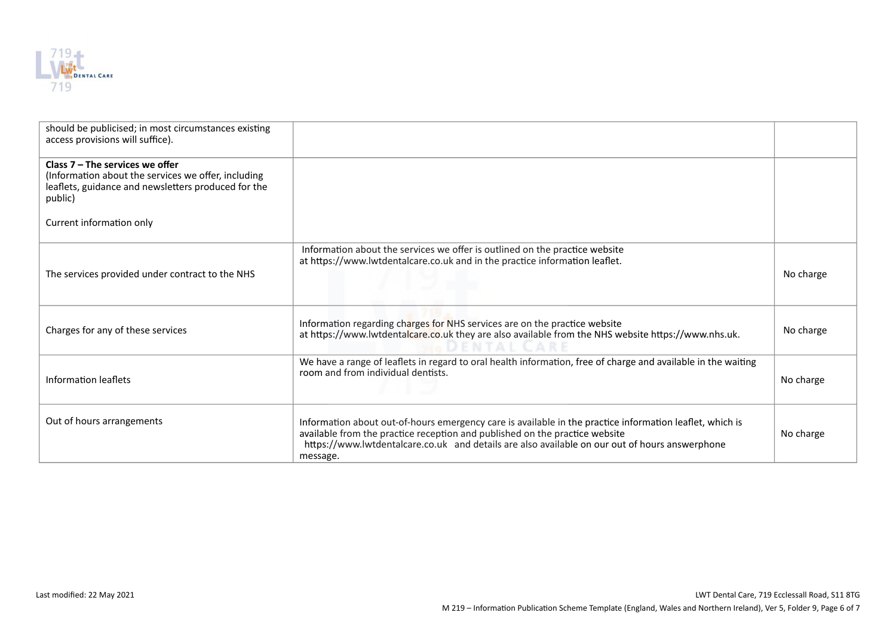| | | |
|---|---|---|
| should be publicised; in most circumstances existing access provisions will suffice). | | |
| **Class 7 – The services we offer**<br>(Information about the services we offer, including leaflets, guidance and newsletters produced for the public)<br><br>Current information only | | |
| The services provided under contract to the NHS | Information about the services we offer is outlined on the practice website at https://www.lwtdentalcare.co.uk and in the practice information leaflet. | No charge |
| Charges for any of these services | Information regarding charges for NHS services are on the practice website at https://www.lwtdentalcare.co.uk they are also available from the NHS website https://www.nhs.uk. | No charge |
| Information leaflets | We have a range of leaflets in regard to oral health information, free of charge and available in the waiting room and from individual dentists. | No charge |
| Out of hours arrangements | Information about out-of-hours emergency care is available in the practice information leaflet, which is available from the practice reception and published on the practice website https://www.lwtdentalcare.co.uk and details are also available on our out of hours answerphone message. | No charge |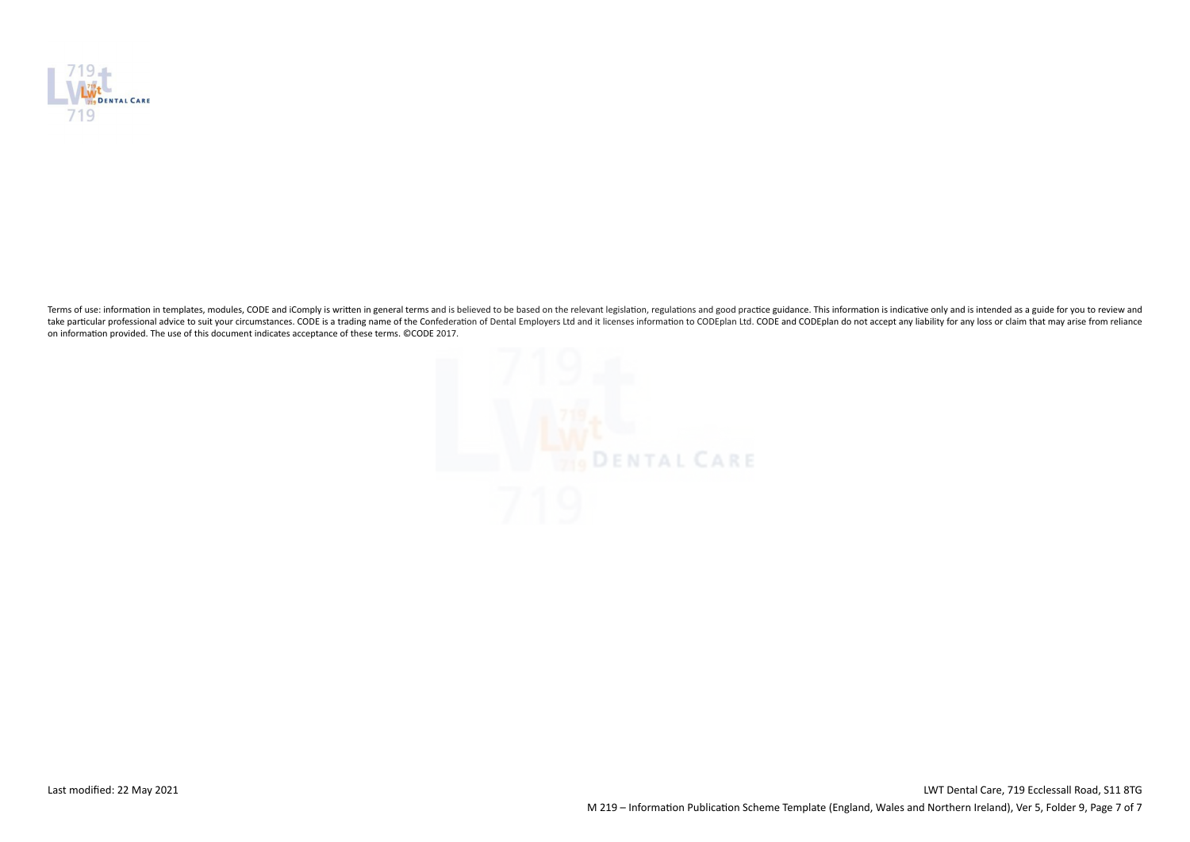Terms of use: information in templates, modules, CODE and iComply is written in general terms and is believed to be based on the relevant legislation, regulations and good practice guidance. This information is indicative only and is intended as a guide for you to review and take particular professional advice to suit your circumstances. CODE is a trading name of the Confederation of Dental Employers Ltd and it licenses information to CODEplan Ltd. CODE and CODEplan do not accept any liability for any loss or claim that may arise from reliance on information provided. The use of this document indicates acceptance of these terms. ©CODE 2017.